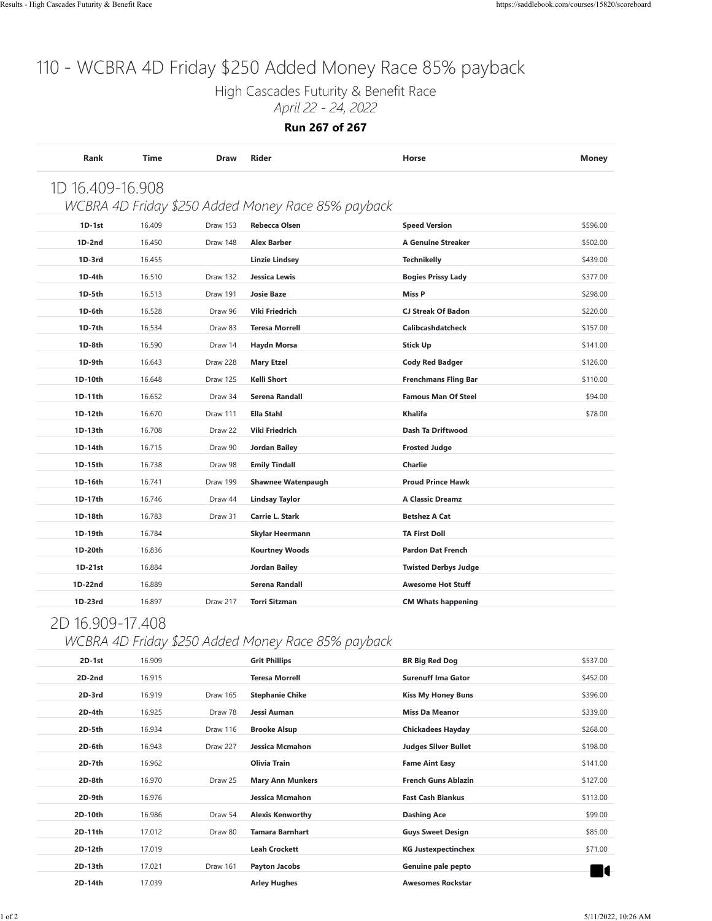# 110 - WCBRA 4D Friday $250 Added Money Race 85% payback

High Cascades Futurity & Benefit Race

*April 22 - 24, 2022*

**Run 267 of 267**

## 1D 16.409-16.908

*WCBRA 4D Friday $250 Added Money Race 85% payback*

| Rank | Time | Draw | Rider | Horse | Money |
|---|---|---|---|---|---|
| 1D-1st | 16.409 | Draw 153 | Rebecca Olsen | Speed Version | $596.00 |
| 1D-2nd | 16.450 | Draw 148 | Alex Barber | A Genuine Streaker | $502.00 |
| 1D-3rd | 16.455 | | Linzie Lindsey | Technikelly | $439.00 |
| 1D-4th | 16.510 | Draw 132 | Jessica Lewis | Bogies Prissy Lady | $377.00 |
| 1D-5th | 16.513 | Draw 191 | Josie Baze | Miss P | $298.00 |
| 1D-6th | 16.528 | Draw 96 | Viki Friedrich | CJ Streak Of Badon | $220.00 |
| 1D-7th | 16.534 | Draw 83 | Teresa Morrell | Calibcashdatcheck | $157.00 |
| 1D-8th | 16.590 | Draw 14 | Haydn Morsa | Stick Up | $141.00 |
| 1D-9th | 16.643 | Draw 228 | Mary Etzel | Cody Red Badger | $126.00 |
| 1D-10th | 16.648 | Draw 125 | Kelli Short | Frenchmans Fling Bar | $110.00 |
| 1D-11th | 16.652 | Draw 34 | Serena Randall | Famous Man Of Steel | $94.00 |
| 1D-12th | 16.670 | Draw 111 | Ella Stahl | Khalifa | $78.00 |
| 1D-13th | 16.708 | Draw 22 | Viki Friedrich | Dash Ta Driftwood | |
| 1D-14th | 16.715 | Draw 90 | Jordan Bailey | Frosted Judge | |
| 1D-15th | 16.738 | Draw 98 | Emily Tindall | Charlie | |
| 1D-16th | 16.741 | Draw 199 | Shawnee Watenpaugh | Proud Prince Hawk | |
| 1D-17th | 16.746 | Draw 44 | Lindsay Taylor | A Classic Dreamz | |
| 1D-18th | 16.783 | Draw 31 | Carrie L. Stark | Betshez A Cat | |
| 1D-19th | 16.784 | | Skylar Heermann | TA First Doll | |
| 1D-20th | 16.836 | | Kourtney Woods | Pardon Dat French | |
| 1D-21st | 16.884 | | Jordan Bailey | Twisted Derbys Judge | |
| 1D-22nd | 16.889 | | Serena Randall | Awesome Hot Stuff | |
| 1D-23rd | 16.897 | Draw 217 | Torri Sitzman | CM Whats happening | |

## 2D 16.909-17.408

*WCBRA 4D Friday $250 Added Money Race 85% payback*

| Rank | Time | Draw | Rider | Horse | Money |
|---|---|---|---|---|---|
| 2D-1st | 16.909 | | Grit Phillips | BR Big Red Dog | $537.00 |
| 2D-2nd | 16.915 | | Teresa Morrell | Surenuff Ima Gator | $452.00 |
| 2D-3rd | 16.919 | Draw 165 | Stephanie Chike | Kiss My Honey Buns | $396.00 |
| 2D-4th | 16.925 | Draw 78 | Jessi Auman | Miss Da Meanor | $339.00 |
| 2D-5th | 16.934 | Draw 116 | Brooke Alsup | Chickadees Hayday | $268.00 |
| 2D-6th | 16.943 | Draw 227 | Jessica Mcmahon | Judges Silver Bullet | $198.00 |
| 2D-7th | 16.962 | | Olivia Train | Fame Aint Easy | $141.00 |
| 2D-8th | 16.970 | Draw 25 | Mary Ann Munkers | French Guns Ablazin | $127.00 |
| 2D-9th | 16.976 | | Jessica Mcmahon | Fast Cash Biankus | $113.00 |
| 2D-10th | 16.986 | Draw 54 | Alexis Kenworthy | Dashing Ace | $99.00 |
| 2D-11th | 17.012 | Draw 80 | Tamara Barnhart | Guys Sweet Design | $85.00 |
| 2D-12th | 17.019 | | Leah Crockett | KG Justexpectinchex | $71.00 |
| 2D-13th | 17.021 | Draw 161 | Payton Jacobs | Genuine pale pepto | |
| 2D-14th | 17.039 | | Arley Hughes | Awesomes Rockstar | |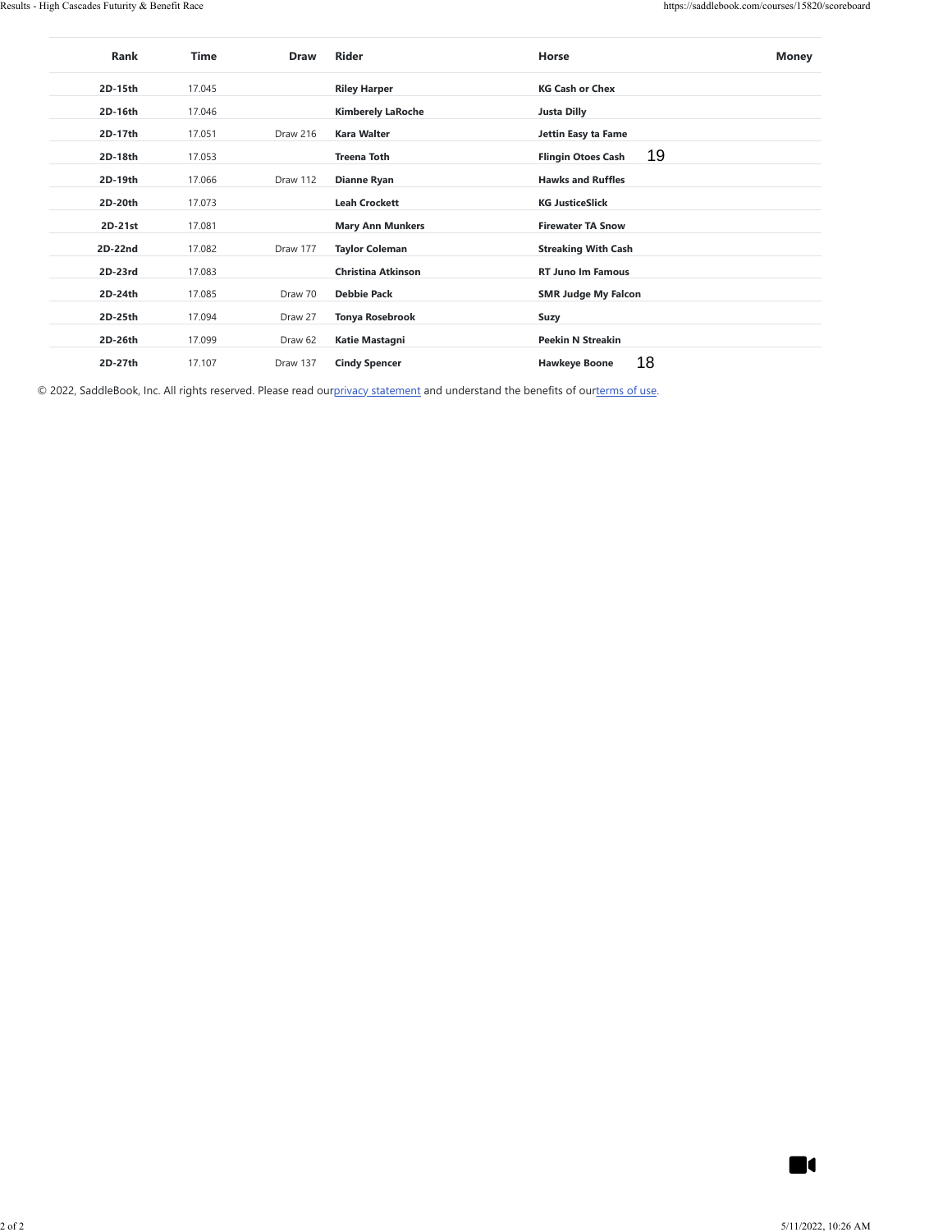| Rank | Time | Draw | Rider | Horse | Money |
|---|---|---|---|---|---|
| 2D-15th | 17.045 | | Riley Harper | KG Cash or Chex | |
| 2D-16th | 17.046 | | Kimberely LaRoche | Justa Dilly | |
| 2D-17th | 17.051 | Draw 216 | Kara Walter | Jettin Easy ta Fame | |
| 2D-18th | 17.053 | | Treena Toth | Flingin Otoes Cash 19 | |
| 2D-19th | 17.066 | Draw 112 | Dianne Ryan | Hawks and Ruffles | |
| 2D-20th | 17.073 | | Leah Crockett | KG JusticeSlick | |
| 2D-21st | 17.081 | | Mary Ann Munkers | Firewater TA Snow | |
| 2D-22nd | 17.082 | Draw 177 | Taylor Coleman | Streaking With Cash | |
| 2D-23rd | 17.083 | | Christina Atkinson | RT Juno Im Famous | |
| 2D-24th | 17.085 | Draw 70 | Debbie Pack | SMR Judge My Falcon | |
| 2D-25th | 17.094 | Draw 27 | Tonya Rosebrook | Suzy | |
| 2D-26th | 17.099 | Draw 62 | Katie Mastagni | Peekin N Streakin | |
| 2D-27th | 17.107 | Draw 137 | Cindy Spencer | Hawkeye Boone 18 | |

© 2022, SaddleBook, Inc. All rights reserved. Please read ourprivacy statement and understand the benefits of ourterms of use.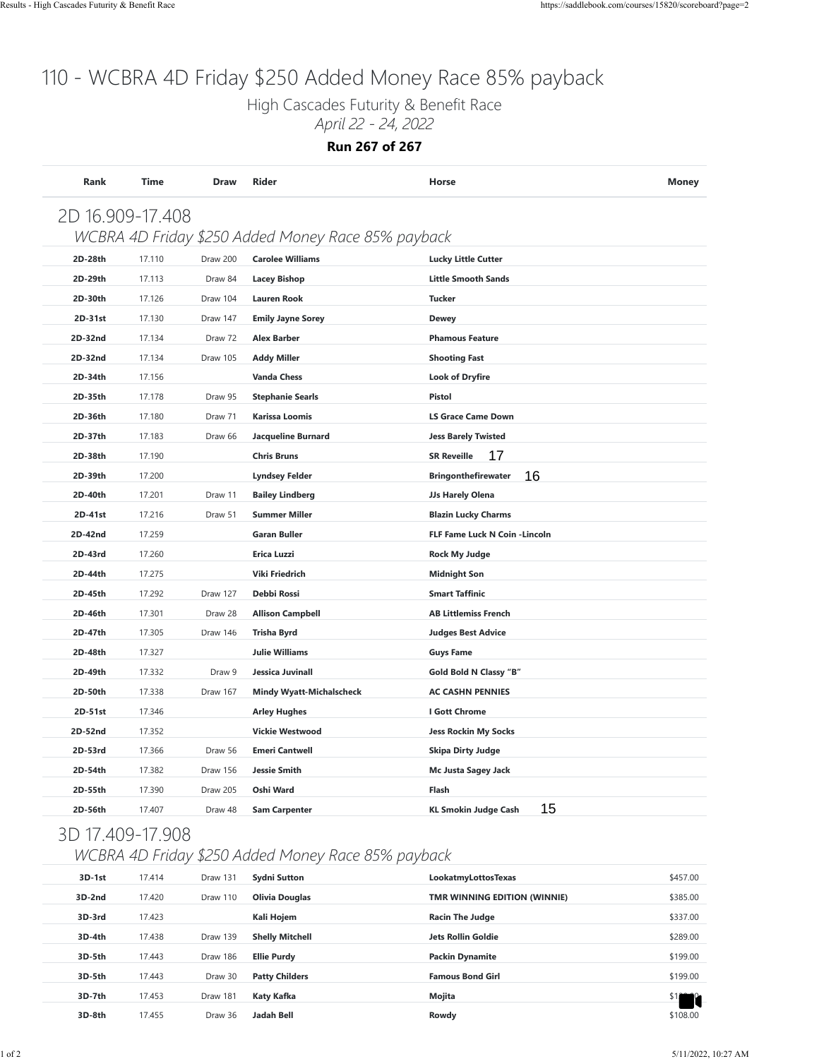# 110 - WCBRA 4D Friday $250 Added Money Race 85% payback

High Cascades Futurity & Benefit Race

*April 22 - 24, 2022*

**Run 267 of 267**

| Rank | Time | Draw | Rider | Horse | Money |
|---|---|---|---|---|---|

## 2D 16.909-17.408

### *WCBRA 4D Friday $250 Added Money Race 85% payback*

| Rank | Time | Draw | Rider | Horse | Money |
|---|---|---|---|---|---|
| **2D-28th** | 17.110 | Draw 200 | **Carolee Williams** | **Lucky Little Cutter** | |
| **2D-29th** | 17.113 | Draw 84 | **Lacey Bishop** | **Little Smooth Sands** | |
| **2D-30th** | 17.126 | Draw 104 | **Lauren Rook** | **Tucker** | |
| **2D-31st** | 17.130 | Draw 147 | **Emily Jayne Sorey** | **Dewey** | |
| **2D-32nd** | 17.134 | Draw 72 | **Alex Barber** | **Phamous Feature** | |
| **2D-32nd** | 17.134 | Draw 105 | **Addy Miller** | **Shooting Fast** | |
| **2D-34th** | 17.156 | | **Vanda Chess** | **Look of Dryfire** | |
| **2D-35th** | 17.178 | Draw 95 | **Stephanie Searls** | **Pistol** | |
| **2D-36th** | 17.180 | Draw 71 | **Karissa Loomis** | **LS Grace Came Down** | |
| **2D-37th** | 17.183 | Draw 66 | **Jacqueline Burnard** | **Jess Barely Twisted** | |
| **2D-38th** | 17.190 | | **Chris Bruns** | **SR Reveille** 17 | |
| **2D-39th** | 17.200 | | **Lyndsey Felder** | **Bringonthefirewater** 16 | |
| **2D-40th** | 17.201 | Draw 11 | **Bailey Lindberg** | **JJs Harely Olena** | |
| **2D-41st** | 17.216 | Draw 51 | **Summer Miller** | **Blazin Lucky Charms** | |
| **2D-42nd** | 17.259 | | **Garan Buller** | **FLF Fame Luck N Coin -Lincoln** | |
| **2D-43rd** | 17.260 | | **Erica Luzzi** | **Rock My Judge** | |
| **2D-44th** | 17.275 | | **Viki Friedrich** | **Midnight Son** | |
| **2D-45th** | 17.292 | Draw 127 | **Debbi Rossi** | **Smart Taffinic** | |
| **2D-46th** | 17.301 | Draw 28 | **Allison Campbell** | **AB Littlemiss French** | |
| **2D-47th** | 17.305 | Draw 146 | **Trisha Byrd** | **Judges Best Advice** | |
| **2D-48th** | 17.327 | | **Julie Williams** | **Guys Fame** | |
| **2D-49th** | 17.332 | Draw 9 | **Jessica Juvinall** | **Gold Bold N Classy "B"** | |
| **2D-50th** | 17.338 | Draw 167 | **Mindy Wyatt-Michalscheck** | **AC CASHN PENNIES** | |
| **2D-51st** | 17.346 | | **Arley Hughes** | **I Gott Chrome** | |
| **2D-52nd** | 17.352 | | **Vickie Westwood** | **Jess Rockin My Socks** | |
| **2D-53rd** | 17.366 | Draw 56 | **Emeri Cantwell** | **Skipa Dirty Judge** | |
| **2D-54th** | 17.382 | Draw 156 | **Jessie Smith** | **Mc Justa Sagey Jack** | |
| **2D-55th** | 17.390 | Draw 205 | **Oshi Ward** | **Flash** | |
| **2D-56th** | 17.407 | Draw 48 | **Sam Carpenter** | **KL Smokin Judge Cash** 15 | |

## 3D 17.409-17.908

### *WCBRA 4D Friday $250 Added Money Race 85% payback*

| Rank | Time | Draw | Rider | Horse | Money |
|---|---|---|---|---|---|
| **3D-1st** | 17.414 | Draw 131 | **Sydni Sutton** | **LookatmyLottosTexas** | $457.00 |
| **3D-2nd** | 17.420 | Draw 110 | **Olivia Douglas** | **TMR WINNING EDITION (WINNIE)** | $385.00 |
| **3D-3rd** | 17.423 | | **Kali Hojem** | **Racin The Judge** | $337.00 |
| **3D-4th** | 17.438 | Draw 139 | **Shelly Mitchell** | **Jets Rollin Goldie** | $289.00 |
| **3D-5th** | 17.443 | Draw 186 | **Ellie Purdy** | **Packin Dynamite** | $199.00 |
| **3D-5th** | 17.443 | Draw 30 | **Patty Childers** | **Famous Bond Girl** | $199.00 |
| **3D-7th** | 17.453 | Draw 181 | **Katy Kafka** | **Mojita** | $1 |
| **3D-8th** | 17.455 | Draw 36 | **Jadah Bell** | **Rowdy** | $108.00 |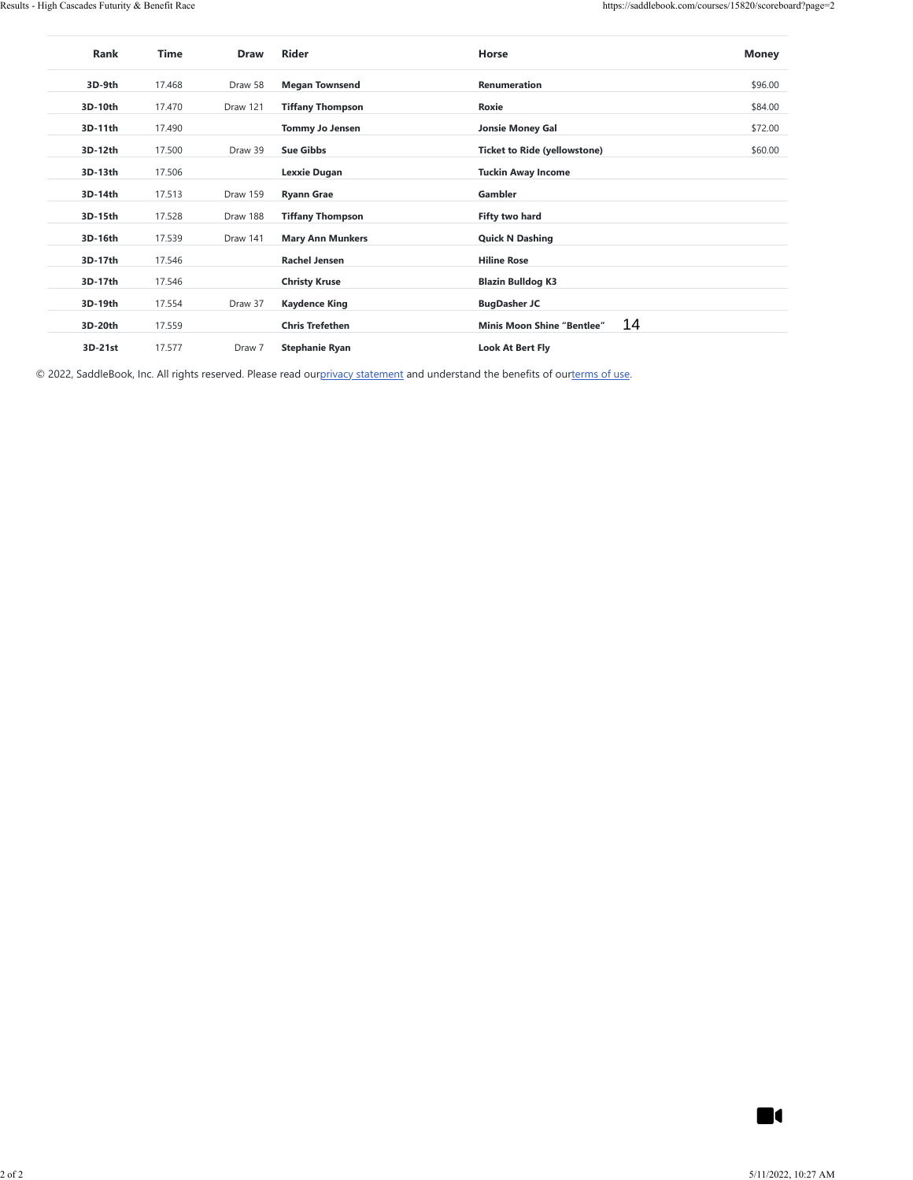| Rank | Time | Draw | Rider | Horse | Money |
|---|---|---|---|---|---|
| 3D-9th | 17.468 | Draw 58 | **Megan Townsend** | **Renumeration** | $96.00 |
| 3D-10th | 17.470 | Draw 121 | **Tiffany Thompson** | **Roxie** | $84.00 |
| 3D-11th | 17.490 | | **Tommy Jo Jensen** | **Jonsie Money Gal** | $72.00 |
| 3D-12th | 17.500 | Draw 39 | **Sue Gibbs** | **Ticket to Ride (yellowstone)** | $60.00 |
| 3D-13th | 17.506 | | **Lexxie Dugan** | **Tuckin Away Income** | |
| 3D-14th | 17.513 | Draw 159 | **Ryann Grae** | **Gambler** | |
| 3D-15th | 17.528 | Draw 188 | **Tiffany Thompson** | **Fifty two hard** | |
| 3D-16th | 17.539 | Draw 141 | **Mary Ann Munkers** | **Quick N Dashing** | |
| 3D-17th | 17.546 | | **Rachel Jensen** | **Hiline Rose** | |
| 3D-17th | 17.546 | | **Christy Kruse** | **Blazin Bulldog K3** | |
| 3D-19th | 17.554 | Draw 37 | **Kaydence King** | **BugDasher JC** | |
| 3D-20th | 17.559 | | **Chris Trefethen** | **Minis Moon Shine "Bentlee"** 14 | |
| 3D-21st | 17.577 | Draw 7 | **Stephanie Ryan** | **Look At Bert Fly** | |

© 2022, SaddleBook, Inc. All rights reserved. Please read ourprivacy statement and understand the benefits of ourterms of use.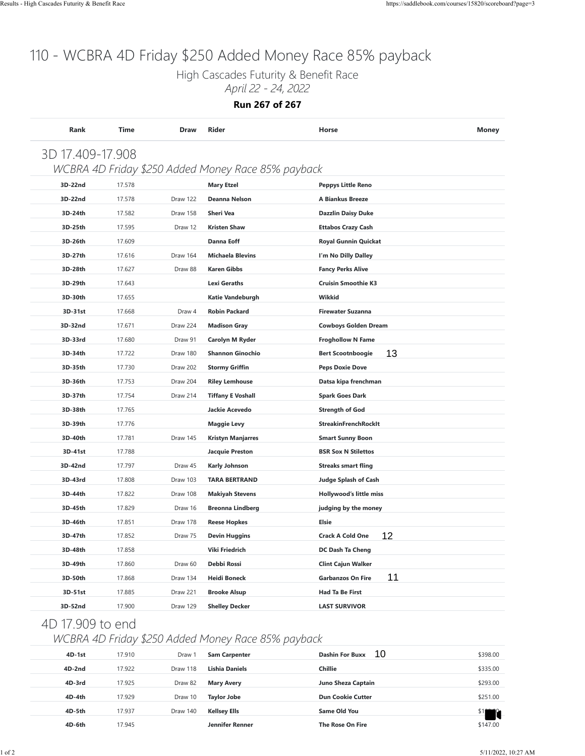# 110 - WCBRA 4D Friday $250 Added Money Race 85% payback

High Cascades Futurity & Benefit Race

*April 22 - 24, 2022*

**Run 267 of 267**

| Rank | Time | Draw | Rider | Horse | Money |
|---|---|---|---|---|---|

## 3D 17.409-17.908

*WCBRA 4D Friday $250 Added Money Race 85% payback*

| Rank | Time | Draw | Rider | Horse | Money |
|---|---|---|---|---|---|
| 3D-22nd | 17.578 | | Mary Etzel | Peppys Little Reno | |
| 3D-22nd | 17.578 | Draw 122 | Deanna Nelson | A Biankus Breeze | |
| 3D-24th | 17.582 | Draw 158 | Sheri Vea | Dazzlin Daisy Duke | |
| 3D-25th | 17.595 | Draw 12 | Kristen Shaw | Ettabos Crazy Cash | |
| 3D-26th | 17.609 | | Danna Eoff | Royal Gunnin Quickat | |
| 3D-27th | 17.616 | Draw 164 | Michaela Blevins | I'm No Dilly Dalley | |
| 3D-28th | 17.627 | Draw 88 | Karen Gibbs | Fancy Perks Alive | |
| 3D-29th | 17.643 | | Lexi Geraths | Cruisin Smoothie K3 | |
| 3D-30th | 17.655 | | Katie Vandeburgh | Wikkid | |
| 3D-31st | 17.668 | Draw 4 | Robin Packard | Firewater Suzanna | |
| 3D-32nd | 17.671 | Draw 224 | Madison Gray | Cowboys Golden Dream | |
| 3D-33rd | 17.680 | Draw 91 | Carolyn M Ryder | Froghollow N Fame | |
| 3D-34th | 17.722 | Draw 180 | Shannon Ginochio | Bert Scootnboogie 13 | |
| 3D-35th | 17.730 | Draw 202 | Stormy Griffin | Peps Doxie Dove | |
| 3D-36th | 17.753 | Draw 204 | Riley Lemhouse | Datsa kipa frenchman | |
| 3D-37th | 17.754 | Draw 214 | Tiffany E Voshall | Spark Goes Dark | |
| 3D-38th | 17.765 | | Jackie Acevedo | Strength of God | |
| 3D-39th | 17.776 | | Maggie Levy | StreakinFrenchRockIt | |
| 3D-40th | 17.781 | Draw 145 | Kristyn Manjarres | Smart Sunny Boon | |
| 3D-41st | 17.788 | | Jacquie Preston | BSR Sox N Stilettos | |
| 3D-42nd | 17.797 | Draw 45 | Karly Johnson | Streaks smart fling | |
| 3D-43rd | 17.808 | Draw 103 | TARA BERTRAND | Judge Splash of Cash | |
| 3D-44th | 17.822 | Draw 108 | Makiyah Stevens | Hollywood's little miss | |
| 3D-45th | 17.829 | Draw 16 | Breonna Lindberg | judging by the money | |
| 3D-46th | 17.851 | Draw 178 | Reese Hopkes | Elsie | |
| 3D-47th | 17.852 | Draw 75 | Devin Huggins | Crack A Cold One 12 | |
| 3D-48th | 17.858 | | Viki Friedrich | DC Dash Ta Cheng | |
| 3D-49th | 17.860 | Draw 60 | Debbi Rossi | Clint Cajun Walker | |
| 3D-50th | 17.868 | Draw 134 | Heidi Boneck | Garbanzos On Fire 11 | |
| 3D-51st | 17.885 | Draw 221 | Brooke Alsup | Had Ta Be First | |
| 3D-52nd | 17.900 | Draw 129 | Shelley Decker | LAST SURVIVOR | |

## 4D 17.909 to end

*WCBRA 4D Friday $250 Added Money Race 85% payback*

| Rank | Time | Draw | Rider | Horse | Money |
|---|---|---|---|---|---|
| 4D-1st | 17.910 | Draw 1 | Sam Carpenter | Dashin For Buxx 10 | $398.00 |
| 4D-2nd | 17.922 | Draw 118 | Lishia Daniels | Chillie | $335.00 |
| 4D-3rd | 17.925 | Draw 82 | Mary Avery | Juno Sheza Captain | $293.00 |
| 4D-4th | 17.929 | Draw 10 | Taylor Jobe | Dun Cookie Cutter | $251.00 |
| 4D-5th | 17.937 | Draw 140 | Kellsey Ells | Same Old You | $1 |
| 4D-6th | 17.945 | | Jennifer Renner | The Rose On Fire | $147.00 |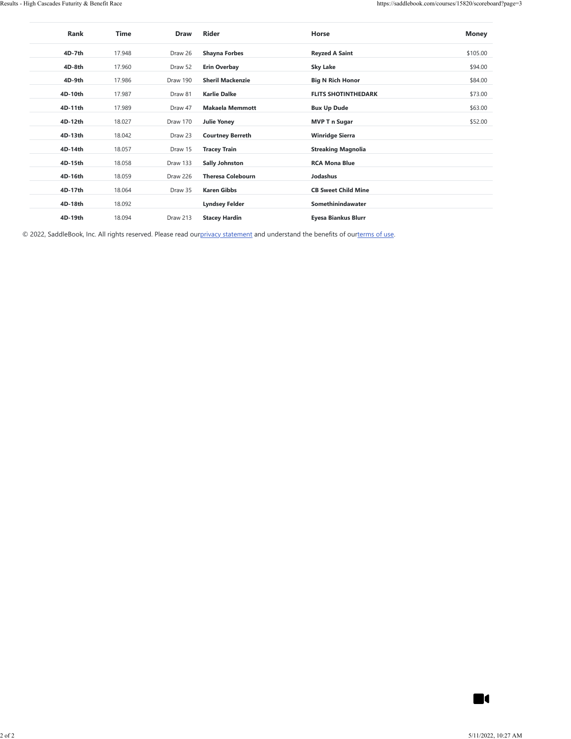| Rank | Time | Draw | Rider | Horse | Money |
| --- | --- | --- | --- | --- | --- |
| **4D-7th** | 17.948 | Draw 26 | **Shayna Forbes** | **Reyzed A Saint** | $105.00 |
| **4D-8th** | 17.960 | Draw 52 | **Erin Overbay** | **Sky Lake** | $94.00 |
| **4D-9th** | 17.986 | Draw 190 | **Sheril Mackenzie** | **Big N Rich Honor** | $84.00 |
| **4D-10th** | 17.987 | Draw 81 | **Karlie Dalke** | **FLITS SHOTINTHEDARK** | $73.00 |
| **4D-11th** | 17.989 | Draw 47 | **Makaela Memmott** | **Bux Up Dude** | $63.00 |
| **4D-12th** | 18.027 | Draw 170 | **Julie Yoney** | **MVP T n Sugar** | $52.00 |
| **4D-13th** | 18.042 | Draw 23 | **Courtney Berreth** | **Winridge Sierra** | |
| **4D-14th** | 18.057 | Draw 15 | **Tracey Train** | **Streaking Magnolia** | |
| **4D-15th** | 18.058 | Draw 133 | **Sally Johnston** | **RCA Mona Blue** | |
| **4D-16th** | 18.059 | Draw 226 | **Theresa Colebourn** | **Jodashus** | |
| **4D-17th** | 18.064 | Draw 35 | **Karen Gibbs** | **CB Sweet Child Mine** | |
| **4D-18th** | 18.092 | | **Lyndsey Felder** | **Somethinindawater** | |
| **4D-19th** | 18.094 | Draw 213 | **Stacey Hardin** | **Eyesa Biankus Blurr** | |

© 2022, SaddleBook, Inc. All rights reserved. Please read ourprivacy statement and understand the benefits of ourterms of use.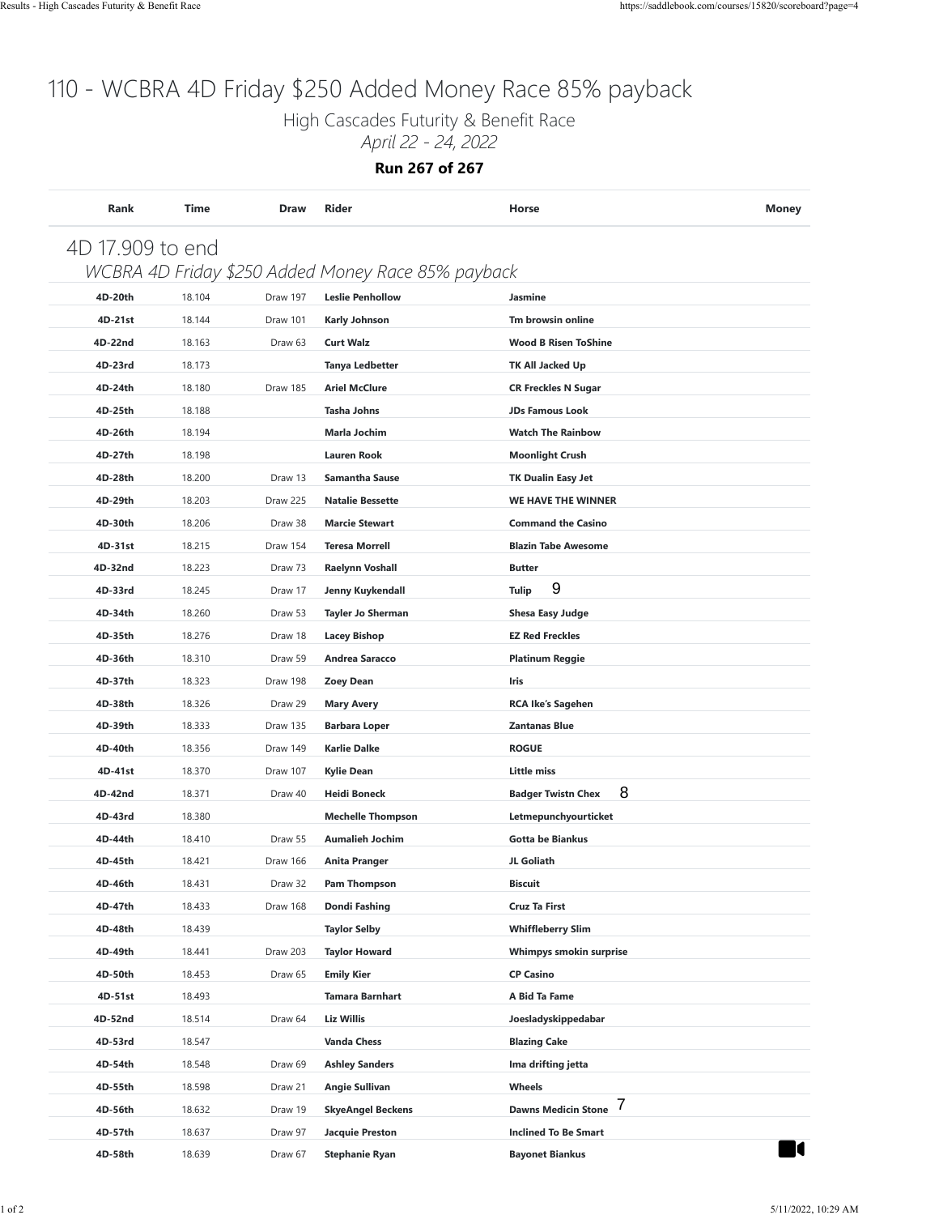# 110 - WCBRA 4D Friday $250 Added Money Race 85% payback

High Cascades Futurity & Benefit Race

*April 22 - 24, 2022*

**Run 267 of 267**

| Rank | Time | Draw | Rider | Horse | Money |
|---|---|---|---|---|---|
| **4D 17.909 to end** | | | | | |
| *WCBRA 4D Friday $250 Added Money Race 85% payback* | | | | | |
| **4D-20th** | 18.104 | Draw 197 | **Leslie Penhollow** | **Jasmine** | |
| **4D-21st** | 18.144 | Draw 101 | **Karly Johnson** | **Tm browsin online** | |
| **4D-22nd** | 18.163 | Draw 63 | **Curt Walz** | **Wood B Risen ToShine** | |
| **4D-23rd** | 18.173 | | **Tanya Ledbetter** | **TK All Jacked Up** | |
| **4D-24th** | 18.180 | Draw 185 | **Ariel McClure** | **CR Freckles N Sugar** | |
| **4D-25th** | 18.188 | | **Tasha Johns** | **JDs Famous Look** | |
| **4D-26th** | 18.194 | | **Marla Jochim** | **Watch The Rainbow** | |
| **4D-27th** | 18.198 | | **Lauren Rook** | **Moonlight Crush** | |
| **4D-28th** | 18.200 | Draw 13 | **Samantha Sause** | **TK Dualin Easy Jet** | |
| **4D-29th** | 18.203 | Draw 225 | **Natalie Bessette** | **WE HAVE THE WINNER** | |
| **4D-30th** | 18.206 | Draw 38 | **Marcie Stewart** | **Command the Casino** | |
| **4D-31st** | 18.215 | Draw 154 | **Teresa Morrell** | **Blazin Tabe Awesome** | |
| **4D-32nd** | 18.223 | Draw 73 | **Raelynn Voshall** | **Butter** | |
| **4D-33rd** | 18.245 | Draw 17 | **Jenny Kuykendall** | **Tulip** 9 | |
| **4D-34th** | 18.260 | Draw 53 | **Tayler Jo Sherman** | **Shesa Easy Judge** | |
| **4D-35th** | 18.276 | Draw 18 | **Lacey Bishop** | **EZ Red Freckles** | |
| **4D-36th** | 18.310 | Draw 59 | **Andrea Saracco** | **Platinum Reggie** | |
| **4D-37th** | 18.323 | Draw 198 | **Zoey Dean** | **Iris** | |
| **4D-38th** | 18.326 | Draw 29 | **Mary Avery** | **RCA Ike's Sagehen** | |
| **4D-39th** | 18.333 | Draw 135 | **Barbara Loper** | **Zantanas Blue** | |
| **4D-40th** | 18.356 | Draw 149 | **Karlie Dalke** | **ROGUE** | |
| **4D-41st** | 18.370 | Draw 107 | **Kylie Dean** | **Little miss** | |
| **4D-42nd** | 18.371 | Draw 40 | **Heidi Boneck** | **Badger Twistn Chex** 8 | |
| **4D-43rd** | 18.380 | | **Mechelle Thompson** | **Letmepunchyourticket** | |
| **4D-44th** | 18.410 | Draw 55 | **Aumalieh Jochim** | **Gotta be Biankus** | |
| **4D-45th** | 18.421 | Draw 166 | **Anita Pranger** | **JL Goliath** | |
| **4D-46th** | 18.431 | Draw 32 | **Pam Thompson** | **Biscuit** | |
| **4D-47th** | 18.433 | Draw 168 | **Dondi Fashing** | **Cruz Ta First** | |
| **4D-48th** | 18.439 | | **Taylor Selby** | **Whiffleberry Slim** | |
| **4D-49th** | 18.441 | Draw 203 | **Taylor Howard** | **Whimpys smokin surprise** | |
| **4D-50th** | 18.453 | Draw 65 | **Emily Kier** | **CP Casino** | |
| **4D-51st** | 18.493 | | **Tamara Barnhart** | **A Bid Ta Fame** | |
| **4D-52nd** | 18.514 | Draw 64 | **Liz Willis** | **Joesladyskippedabar** | |
| **4D-53rd** | 18.547 | | **Vanda Chess** | **Blazing Cake** | |
| **4D-54th** | 18.548 | Draw 69 | **Ashley Sanders** | **Ima drifting jetta** | |
| **4D-55th** | 18.598 | Draw 21 | **Angie Sullivan** | **Wheels** | |
| **4D-56th** | 18.632 | Draw 19 | **SkyeAngel Beckens** | **Dawns Medicin Stone** 7 | |
| **4D-57th** | 18.637 | Draw 97 | **Jacquie Preston** | **Inclined To Be Smart** | |
| **4D-58th** | 18.639 | Draw 67 | **Stephanie Ryan** | **Bayonet Biankus** | |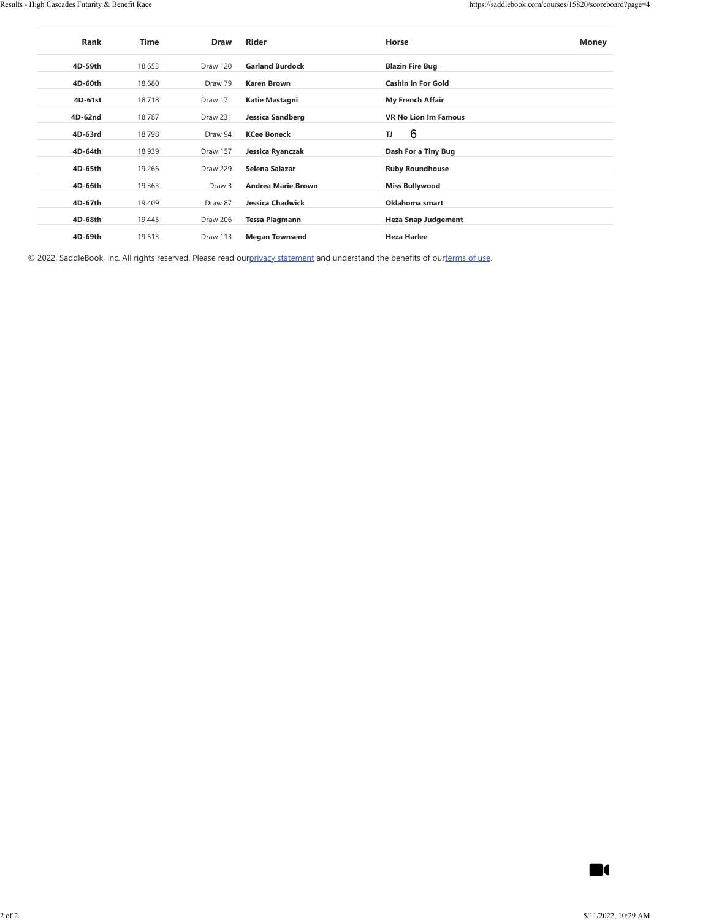| Rank | Time | Draw | Rider | Horse | Money |
|---|---|---|---|---|---|
| 4D-59th | 18.653 | Draw 120 | Garland Burdock | Blazin Fire Bug | |
| 4D-60th | 18.680 | Draw 79 | Karen Brown | Cashin in For Gold | |
| 4D-61st | 18.718 | Draw 171 | Katie Mastagni | My French Affair | |
| 4D-62nd | 18.787 | Draw 231 | Jessica Sandberg | VR No Lion Im Famous | |
| 4D-63rd | 18.798 | Draw 94 | KCee Boneck | TJ 6 | |
| 4D-64th | 18.939 | Draw 157 | Jessica Ryanczak | Dash For a Tiny Bug | |
| 4D-65th | 19.266 | Draw 229 | Selena Salazar | Ruby Roundhouse | |
| 4D-66th | 19.363 | Draw 3 | Andrea Marie Brown | Miss Bullywood | |
| 4D-67th | 19.409 | Draw 87 | Jessica Chadwick | Oklahoma smart | |
| 4D-68th | 19.445 | Draw 206 | Tessa Plagmann | Heza Snap Judgement | |
| 4D-69th | 19.513 | Draw 113 | Megan Townsend | Heza Harlee | |

© 2022, SaddleBook, Inc. All rights reserved. Please read ourprivacy statement and understand the benefits of ourterms of use.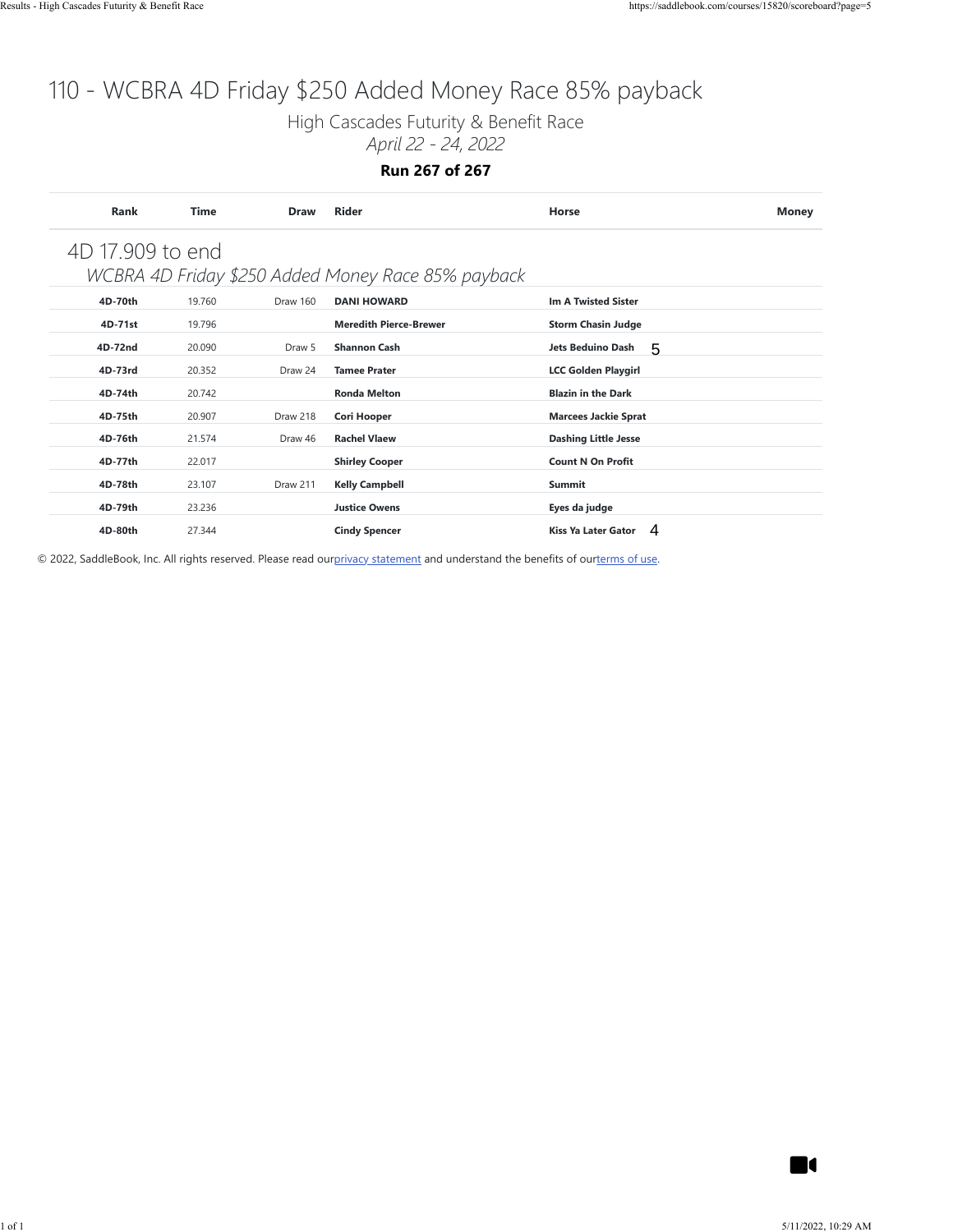# 110 - WCBRA 4D Friday $250 Added Money Race 85% payback

## High Cascades Futurity & Benefit Race

*April 22 - 24, 2022*

**Run 267 of 267**

| Rank | Time | Draw | Rider | Horse | Money |
|---|---|---|---|---|---|
| **4D 17.909 to end** | | | | | |
| *WCBRA 4D Friday $250 Added Money Race 85% payback* | | | | | |
| **4D-70th** | 19.760 | Draw 160 | **DANI HOWARD** | **Im A Twisted Sister** | |
| **4D-71st** | 19.796 | | **Meredith Pierce-Brewer** | **Storm Chasin Judge** | |
| **4D-72nd** | 20.090 | Draw 5 | **Shannon Cash** | **Jets Beduino Dash** 5 | |
| **4D-73rd** | 20.352 | Draw 24 | **Tamee Prater** | **LCC Golden Playgirl** | |
| **4D-74th** | 20.742 | | **Ronda Melton** | **Blazin in the Dark** | |
| **4D-75th** | 20.907 | Draw 218 | **Cori Hooper** | **Marcees Jackie Sprat** | |
| **4D-76th** | 21.574 | Draw 46 | **Rachel Vlaew** | **Dashing Little Jesse** | |
| **4D-77th** | 22.017 | | **Shirley Cooper** | **Count N On Profit** | |
| **4D-78th** | 23.107 | Draw 211 | **Kelly Campbell** | **Summit** | |
| **4D-79th** | 23.236 | | **Justice Owens** | **Eyes da judge** | |
| **4D-80th** | 27.344 | | **Cindy Spencer** | **Kiss Ya Later Gator** 4 | |

© 2022, SaddleBook, Inc. All rights reserved. Please read our privacy statement and understand the benefits of our terms of use.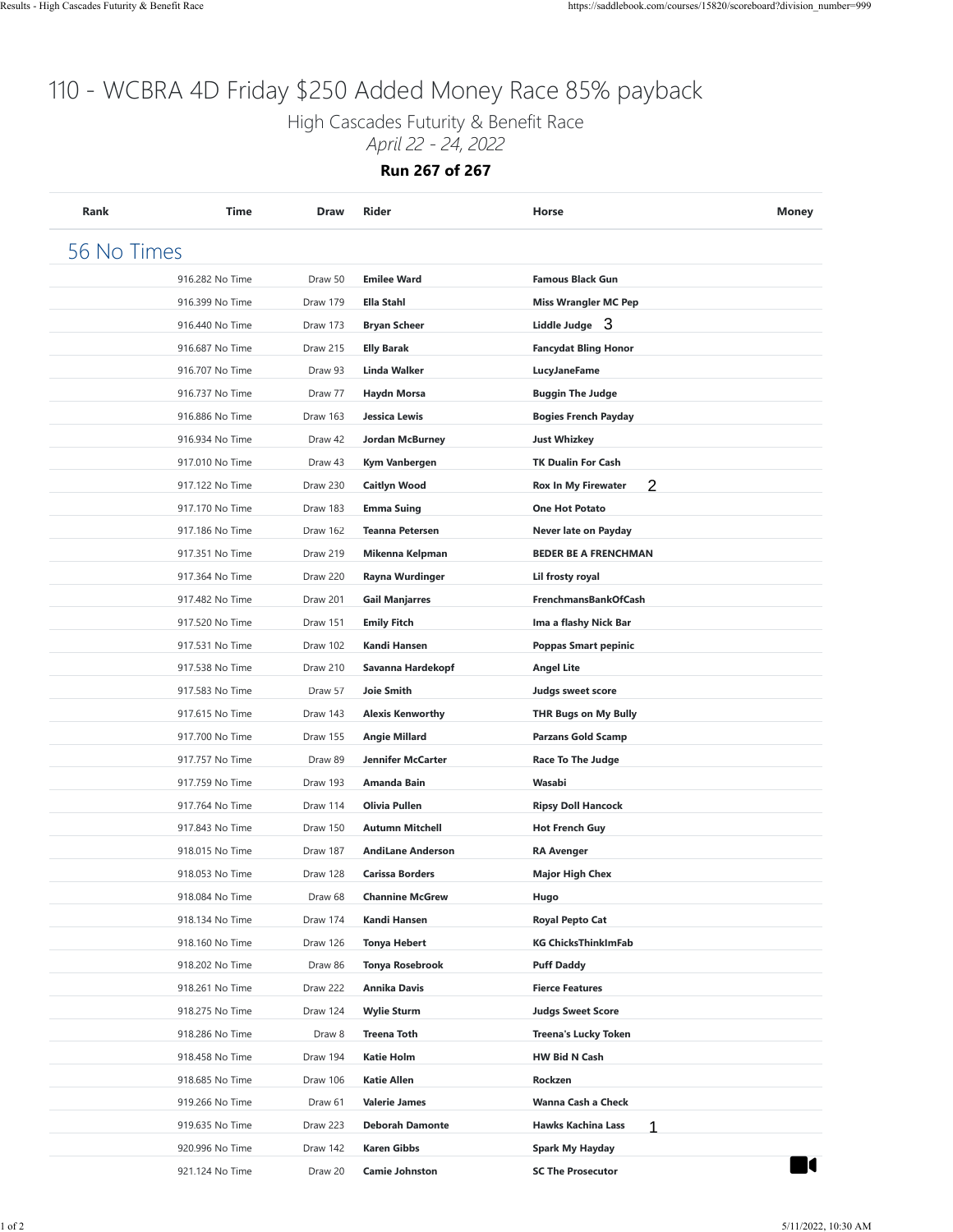# 110 - WCBRA 4D Friday $250 Added Money Race 85% payback

High Cascades Futurity & Benefit Race

*April 22 - 24, 2022*

**Run 267 of 267**

| Rank | Time | Draw | Rider | Horse | Money |
|---|---|---|---|---|---|
| **56 No Times** | | | | | |
| | 916.282 No Time | Draw 50 | **Emilee Ward** | **Famous Black Gun** | |
| | 916.399 No Time | Draw 179 | **Ella Stahl** | **Miss Wrangler MC Pep** | |
| | 916.440 No Time | Draw 173 | **Bryan Scheer** | **Liddle Judge** 3 | |
| | 916.687 No Time | Draw 215 | **Elly Barak** | **Fancydat Bling Honor** | |
| | 916.707 No Time | Draw 93 | **Linda Walker** | **LucyJaneFame** | |
| | 916.737 No Time | Draw 77 | **Haydn Morsa** | **Buggin The Judge** | |
| | 916.886 No Time | Draw 163 | **Jessica Lewis** | **Bogies French Payday** | |
| | 916.934 No Time | Draw 42 | **Jordan McBurney** | **Just Whizkey** | |
| | 917.010 No Time | Draw 43 | **Kym Vanbergen** | **TK Dualin For Cash** | |
| | 917.122 No Time | Draw 230 | **Caitlyn Wood** | **Rox In My Firewater** 2 | |
| | 917.170 No Time | Draw 183 | **Emma Suing** | **One Hot Potato** | |
| | 917.186 No Time | Draw 162 | **Teanna Petersen** | **Never late on Payday** | |
| | 917.351 No Time | Draw 219 | **Mikenna Kelpman** | **BEDER BE A FRENCHMAN** | |
| | 917.364 No Time | Draw 220 | **Rayna Wurdinger** | **Lil frosty royal** | |
| | 917.482 No Time | Draw 201 | **Gail Manjarres** | **FrenchmansBankOfCash** | |
| | 917.520 No Time | Draw 151 | **Emily Fitch** | **Ima a flashy Nick Bar** | |
| | 917.531 No Time | Draw 102 | **Kandi Hansen** | **Poppas Smart pepinic** | |
| | 917.538 No Time | Draw 210 | **Savanna Hardekopf** | **Angel Lite** | |
| | 917.583 No Time | Draw 57 | **Joie Smith** | **Judgs sweet score** | |
| | 917.615 No Time | Draw 143 | **Alexis Kenworthy** | **THR Bugs on My Bully** | |
| | 917.700 No Time | Draw 155 | **Angie Millard** | **Parzans Gold Scamp** | |
| | 917.757 No Time | Draw 89 | **Jennifer McCarter** | **Race To The Judge** | |
| | 917.759 No Time | Draw 193 | **Amanda Bain** | **Wasabi** | |
| | 917.764 No Time | Draw 114 | **Olivia Pullen** | **Ripsy Doll Hancock** | |
| | 917.843 No Time | Draw 150 | **Autumn Mitchell** | **Hot French Guy** | |
| | 918.015 No Time | Draw 187 | **AndiLane Anderson** | **RA Avenger** | |
| | 918.053 No Time | Draw 128 | **Carissa Borders** | **Major High Chex** | |
| | 918.084 No Time | Draw 68 | **Channine McGrew** | **Hugo** | |
| | 918.134 No Time | Draw 174 | **Kandi Hansen** | **Royal Pepto Cat** | |
| | 918.160 No Time | Draw 126 | **Tonya Hebert** | **KG ChicksThinkImFab** | |
| | 918.202 No Time | Draw 86 | **Tonya Rosebrook** | **Puff Daddy** | |
| | 918.261 No Time | Draw 222 | **Annika Davis** | **Fierce Features** | |
| | 918.275 No Time | Draw 124 | **Wylie Sturm** | **Judgs Sweet Score** | |
| | 918.286 No Time | Draw 8 | **Treena Toth** | **Treena's Lucky Token** | |
| | 918.458 No Time | Draw 194 | **Katie Holm** | **HW Bid N Cash** | |
| | 918.685 No Time | Draw 106 | **Katie Allen** | **Rockzen** | |
| | 919.266 No Time | Draw 61 | **Valerie James** | **Wanna Cash a Check** | |
| | 919.635 No Time | Draw 223 | **Deborah Damonte** | **Hawks Kachina Lass** 1 | |
| | 920.996 No Time | Draw 142 | **Karen Gibbs** | **Spark My Hayday** | |
| | 921.124 No Time | Draw 20 | **Camie Johnston** | **SC The Prosecutor** | |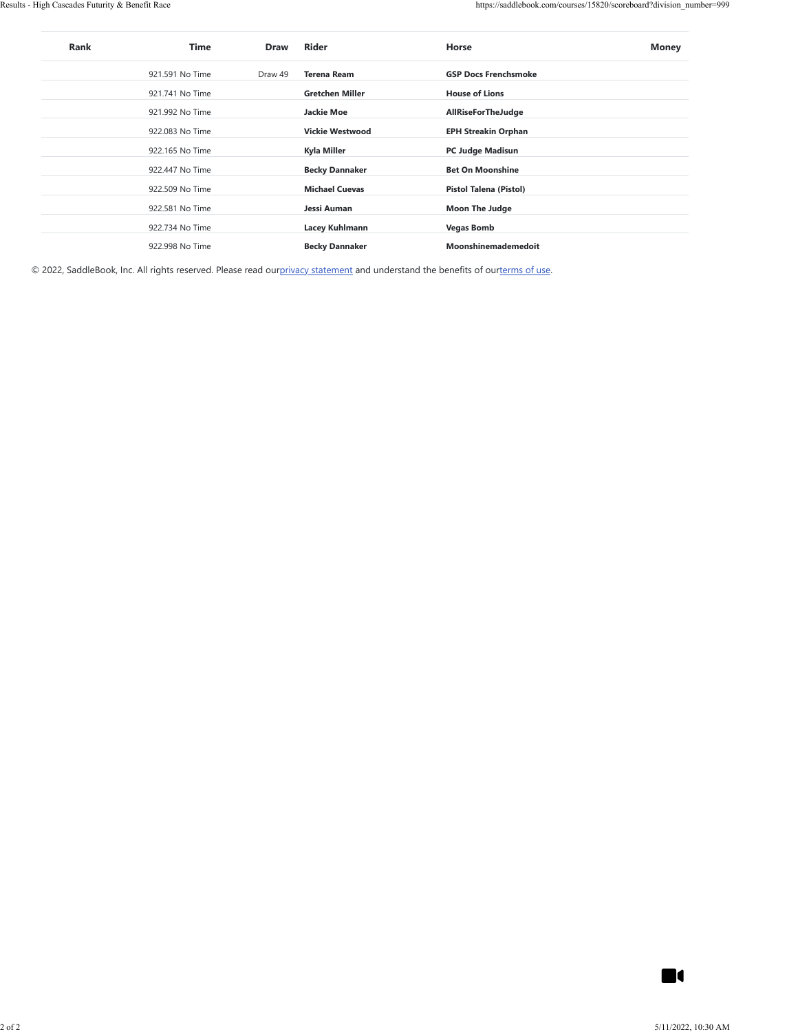| Rank | Time | Draw | Rider | Horse | Money |
|---|---|---|---|---|---|
| | 921.591 No Time | Draw 49 | **Terena Ream** | **GSP Docs Frenchsmoke** | |
| | 921.741 No Time | | **Gretchen Miller** | **House of Lions** | |
| | 921.992 No Time | | **Jackie Moe** | **AllRiseForTheJudge** | |
| | 922.083 No Time | | **Vickie Westwood** | **EPH Streakin Orphan** | |
| | 922.165 No Time | | **Kyla Miller** | **PC Judge Madisun** | |
| | 922.447 No Time | | **Becky Dannaker** | **Bet On Moonshine** | |
| | 922.509 No Time | | **Michael Cuevas** | **Pistol Talena (Pistol)** | |
| | 922.581 No Time | | **Jessi Auman** | **Moon The Judge** | |
| | 922.734 No Time | | **Lacey Kuhlmann** | **Vegas Bomb** | |
| | 922.998 No Time | | **Becky Dannaker** | **Moonshinemademedoit** | |

© 2022, SaddleBook, Inc. All rights reserved. Please read ourprivacy statement and understand the benefits of ourterms of use.